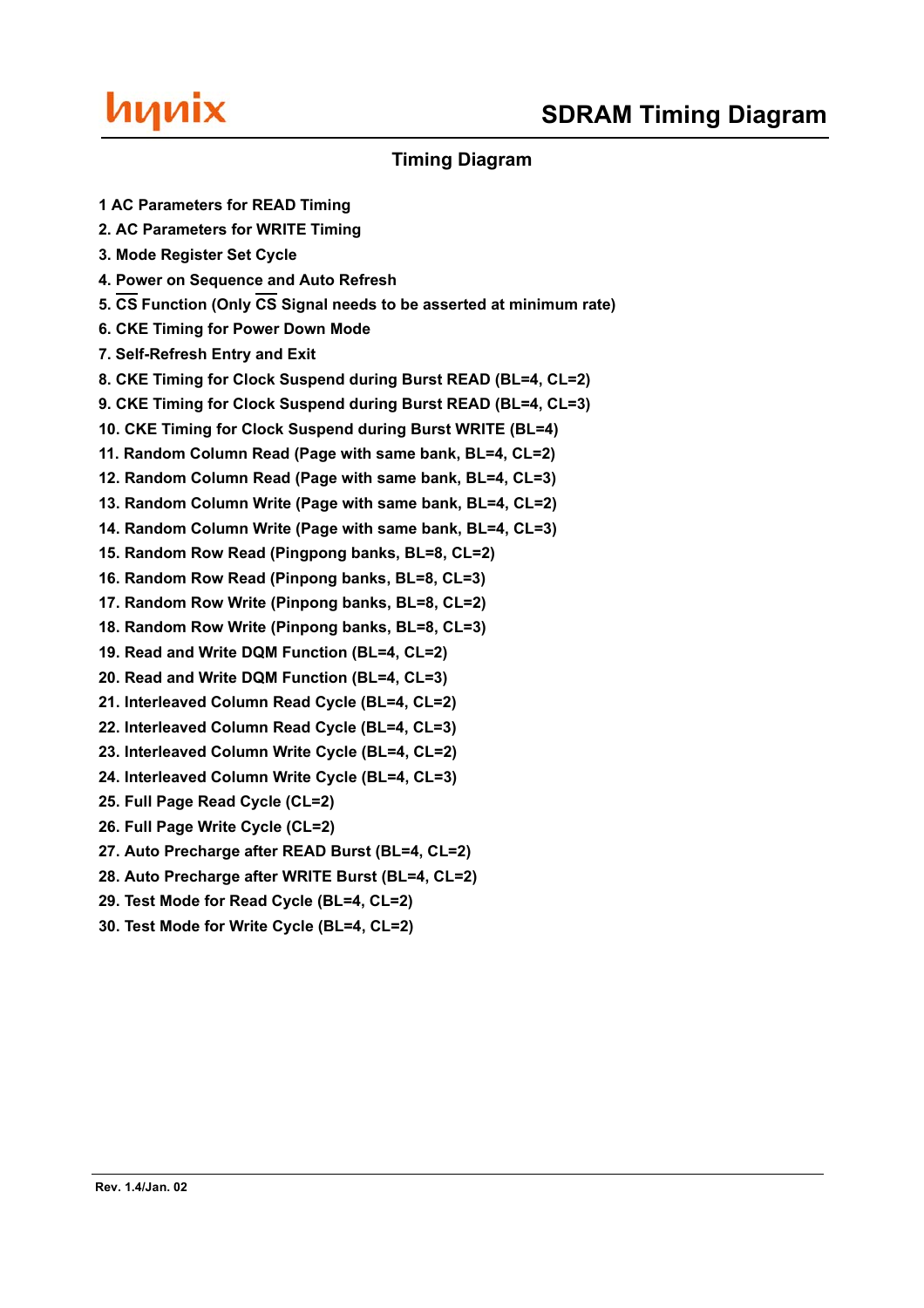# SDRAM Timing Diagram

## Timing Diagram

1 AC Parameters for READ Timing
2. AC Parameters for WRITE Timing
3. Mode Register Set Cycle
4. Power on Sequence and Auto Refresh
5. $\overline{CS}$ Function (Only $\overline{CS}$ Signal needs to be asserted at minimum rate)
6. CKE Timing for Power Down Mode
7. Self-Refresh Entry and Exit
8. CKE Timing for Clock Suspend during Burst READ (BL=4, CL=2)
9. CKE Timing for Clock Suspend during Burst READ (BL=4, CL=3)
10. CKE Timing for Clock Suspend during Burst WRITE (BL=4)
11. Random Column Read (Page with same bank, BL=4, CL=2)
12. Random Column Read (Page with same bank, BL=4, CL=3)
13. Random Column Write (Page with same bank, BL=4, CL=2)
14. Random Column Write (Page with same bank, BL=4, CL=3)
15. Random Row Read (Pingpong banks, BL=8, CL=2)
16. Random Row Read (Pinpong banks, BL=8, CL=3)
17. Random Row Write (Pinpong banks, BL=8, CL=2)
18. Random Row Write (Pinpong banks, BL=8, CL=3)
19. Read and Write DQM Function (BL=4, CL=2)
20. Read and Write DQM Function (BL=4, CL=3)
21. Interleaved Column Read Cycle (BL=4, CL=2)
22. Interleaved Column Read Cycle (BL=4, CL=3)
23. Interleaved Column Write Cycle (BL=4, CL=2)
24. Interleaved Column Write Cycle (BL=4, CL=3)
25. Full Page Read Cycle (CL=2)
26. Full Page Write Cycle (CL=2)
27. Auto Precharge after READ Burst (BL=4, CL=2)
28. Auto Precharge after WRITE Burst (BL=4, CL=2)
29. Test Mode for Read Cycle (BL=4, CL=2)
30. Test Mode for Write Cycle (BL=4, CL=2)

Rev. 1.4/Jan. 02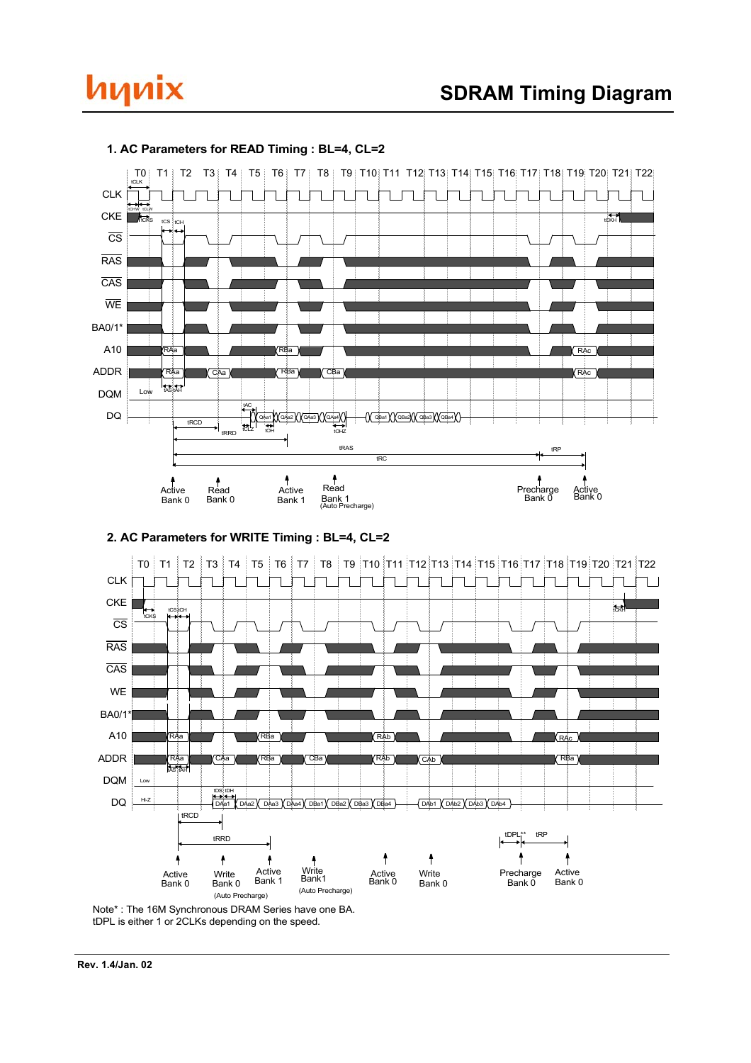# SDRAM Timing Diagram

## 1. AC Parameters for READ Timing : BL=4, CL=2

T0 T1 T2 T3 T4 T5 T6 T7 T8 T9 T10 T11 T12 T13 T14 T15 T16 T17 T18 T19 T20 T21 T22

CLK, CKE, CS, RAS, CAS, WE, BA0/1*, A10, ADDR, DQM, DQ

tCLK, tCHW, tCLW, tCKS, tCS, tCH, tCKH, tAS, tAH, tAC, tLZ, tOH, tOHZ, tRCD, tRRD, tRAS, tRP, tRC

A10: RAa, RBa, RAc

ADDR: RAa, CAa, RBa, CBa, RAc

DQM: Low

DQ: QAa1, QAa2, QAa3, QAa4, QBa1, QBa2, QBa3, QBa4

Active Bank 0 — Read Bank 0 — Active Bank 1 — Read Bank 1 (Auto Precharge) — Precharge Bank 0 — Active Bank 0

## 2. AC Parameters for WRITE Timing : BL=4, CL=2

T0 T1 T2 T3 T4 T5 T6 T7 T8 T9 T10 T11 T12 T13 T14 T15 T16 T17 T18 T19 T20 T21 T22

CLK, CKE, CS, RAS, CAS, WE, BA0/1*, A10, ADDR, DQM, DQ

tCKS, tCS, tCH, tCKH, tAS, tAH, tDS, tDH, tRCD, tRRD, tDPL**, tRP

A10: RAa, RBa, RAb, RAc

ADDR: RAa, CAa, RBa, CBa, RAb, CAb, RBa

DQM: Low

DQ: Hi-Z, DAa1, DAa2, DAa3, DAa4, DBa1, DBa2, DBa3, DBa4, DAb1, DAb2, DAb3, DAb4

Active Bank 0 — Write Bank 0 — Active Bank 1 — Write Bank1 (Auto Precharge) — Active Bank 0 — Write Bank 0 — Precharge Bank 0 — Active Bank 0

Note* : The 16M Synchronous DRAM Series have one BA.
tDPL is either 1 or 2CLKs depending on the speed.

Rev. 1.4/Jan. 02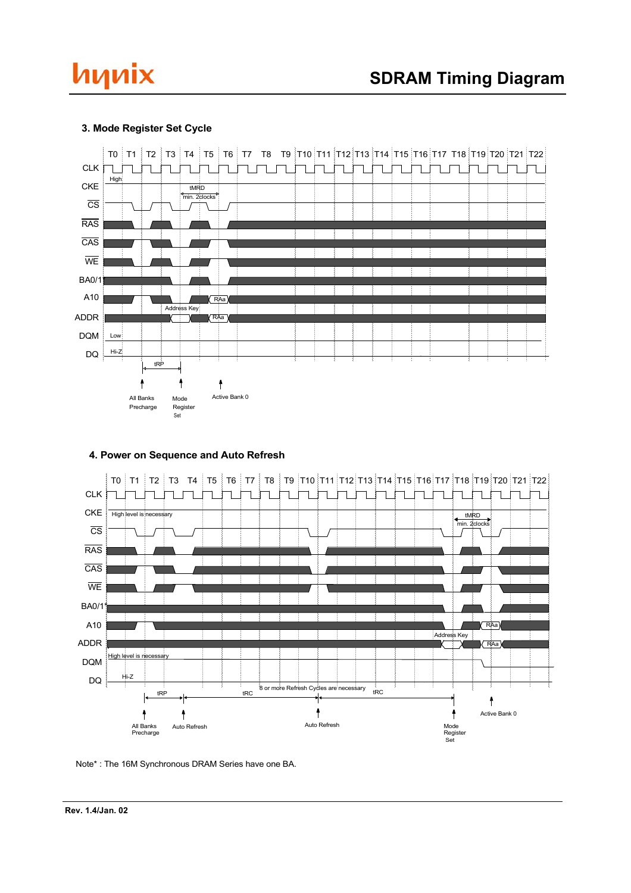### 3. Mode Register Set Cycle

T0 T1 T2 T3 T4 T5 T6 T7 T8 T9 T10 T11 T12 T13 T14 T15 T16 T17 T18 T19 T20 T21 T22

CLK

CKE — High

CS — tMRD min. 2clocks

RAS

CAS

WE

BA0/1*

A10 — RAa

ADDR — Address Key, RAa

DQM — Low

DQ — Hi-Z

tRP

All Banks Precharge — Mode Register Set — Active Bank 0

### 4. Power on Sequence and Auto Refresh

T0 T1 T2 T3 T4 T5 T6 T7 T8 T9 T10 T11 T12 T13 T14 T15 T16 T17 T18 T19 T20 T21 T22

CLK

CKE — High level is necessary — tMRD min. 2clocks

CS

RAS

CAS

WE

BA0/1*

A10 — RAa

ADDR — Address Key, RAa

DQM — High level is necessary

DQ — Hi-Z

tRP — tRC — 8 or more Refresh Cycles are necessary — tRC

All Banks Precharge — Auto Refresh — Auto Refresh — Mode Register Set — Active Bank 0

Note* : The 16M Synchronous DRAM Series have one BA.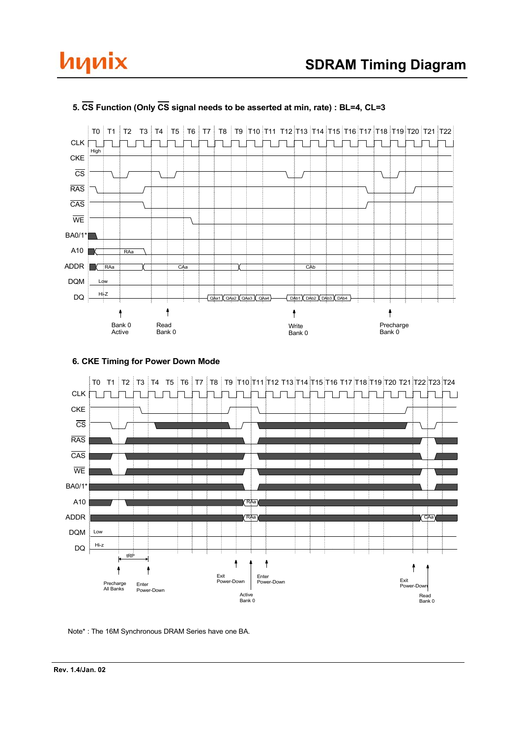## 5. $\overline{CS}$ Function (Only $\overline{CS}$ signal needs to be asserted at min, rate) : BL=4, CL=3

T0 T1 T2 T3 T4 T5 T6 T7 T8 T9 T10 T11 T12 T13 T14 T15 T16 T17 T18 T19 T20 T21 T22

CLK

CKE High

$\overline{CS}$

$\overline{RAS}$

$\overline{CAS}$

$\overline{WE}$

BA0/1*

A10 RAa

ADDR RAa CAa CAb

DQM Low

DQ Hi-Z QAa1 QAa2 QAa3 QAa4 DAb1 DAb2 DAb3 DAb4

Bank 0 Active

Read Bank 0

Write Bank 0

Precharge Bank 0

## 6. CKE Timing for Power Down Mode

T0 T1 T2 T3 T4 T5 T6 T7 T8 T9 T10 T11 T12 T13 T14 T15 T16 T17 T18 T19 T20 T21 T22 T23 T24

CLK

CKE

$\overline{CS}$

$\overline{RAS}$

$\overline{CAS}$

$\overline{WE}$

BA0/1*

A10 RAa

ADDR RAa CAa

DQM Low

DQ Hi-z

tRP

Precharge All Banks

Enter Power-Down

Exit Power-Down

Active Bank 0

Enter Power-Down

Exit Power-Down

Read Bank 0

Note* : The 16M Synchronous DRAM Series have one BA.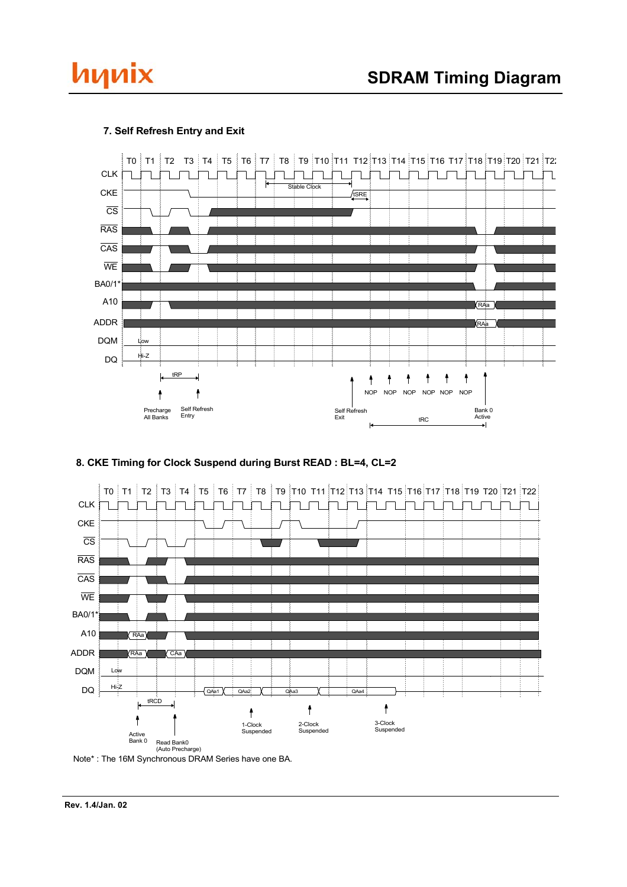### 7. Self Refresh Entry and Exit

T0 T1 T2 T3 T4 T5 T6 T7 T8 T9 T10 T11 T12 T13 T14 T15 T16 T17 T18 T19 T20 T21 T22

CLK

CKE

CS

RAS

CAS

WE

BA0/1*

A10

ADDR

DQM

DQ

Stable Clock

tSRE

RAa

RAa

Low

Hi-Z

tRP

Precharge All Banks

Self Refresh Entry

Self Refresh Exit

NOP NOP NOP NOP NOP NOP

Bank 0 Active

tRC

### 8. CKE Timing for Clock Suspend during Burst READ : BL=4, CL=2

T0 T1 T2 T3 T4 T5 T6 T7 T8 T9 T10 T11 T12 T13 T14 T15 T16 T17 T18 T19 T20 T21 T22

CLK

CKE

CS

RAS

CAS

WE

BA0/1*

A10

ADDR

DQM

DQ

RAa

RAa

CAa

Low

Hi-Z

QAa1 QAa2 QAa3 QAa4

tRCD

Active Bank 0

Read Bank0 (Auto Precharge)

1-Clock Suspended

2-Clock Suspended

3-Clock Suspended

Note* : The 16M Synchronous DRAM Series have one BA.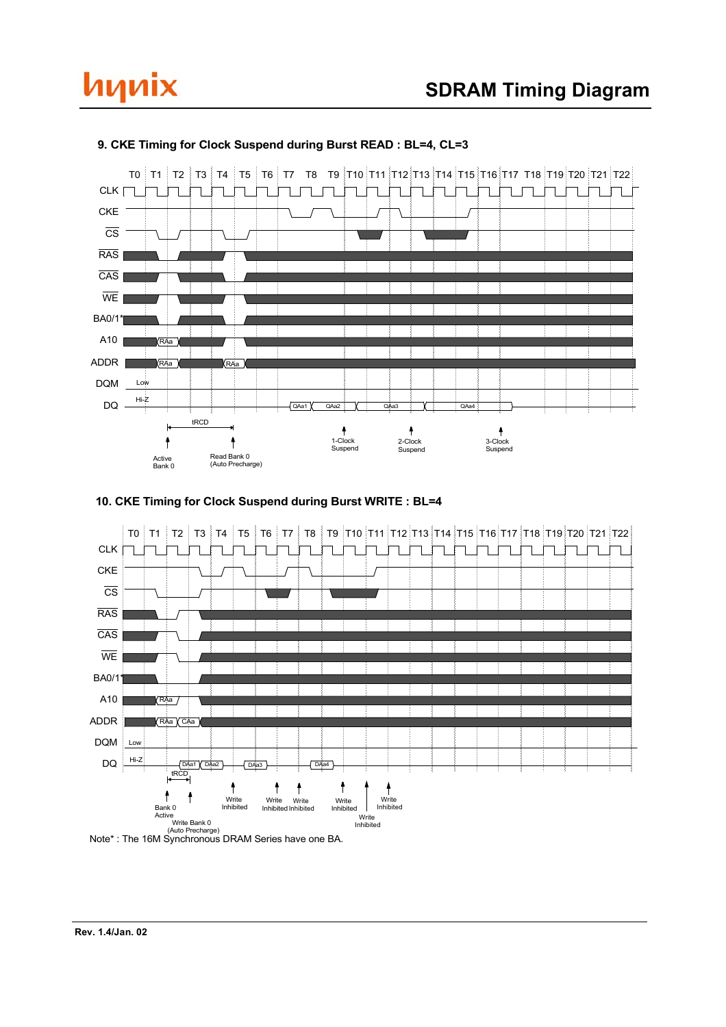## 9. CKE Timing for Clock Suspend during Burst READ : BL=4, CL=3

T0 T1 T2 T3 T4 T5 T6 T7 T8 T9 T10 T11 T12 T13 T14 T15 T16 T17 T18 T19 T20 T21 T22

CLK

CKE

CS

RAS

CAS

WE

BA0/1*

A10 RAa

ADDR RAa RAa

DQM Low

DQ Hi-Z QAa1 QAa2 QAa3 QAa4

tRCD

Active Bank 0

Read Bank 0 (Auto Precharge)

1-Clock Suspend

2-Clock Suspend

3-Clock Suspend

## 10. CKE Timing for Clock Suspend during Burst WRITE : BL=4

T0 T1 T2 T3 T4 T5 T6 T7 T8 T9 T10 T11 T12 T13 T14 T15 T16 T17 T18 T19 T20 T21 T22

CLK

CKE

CS

RAS

CAS

WE

BA0/1*

A10 RAa

ADDR RAa CAa

DQM Low

DQ Hi-Z DAa1 DAa2 DAa3 DAa4

tRCD

Bank 0 Active

Write Bank 0 (Auto Precharge)

Write Inhibited

Write Inhibited

Write Inhibited

Write Inhibited

Write Inhibited

Write Inhibited

Note* : The 16M Synchronous DRAM Series have one BA.

Rev. 1.4/Jan. 02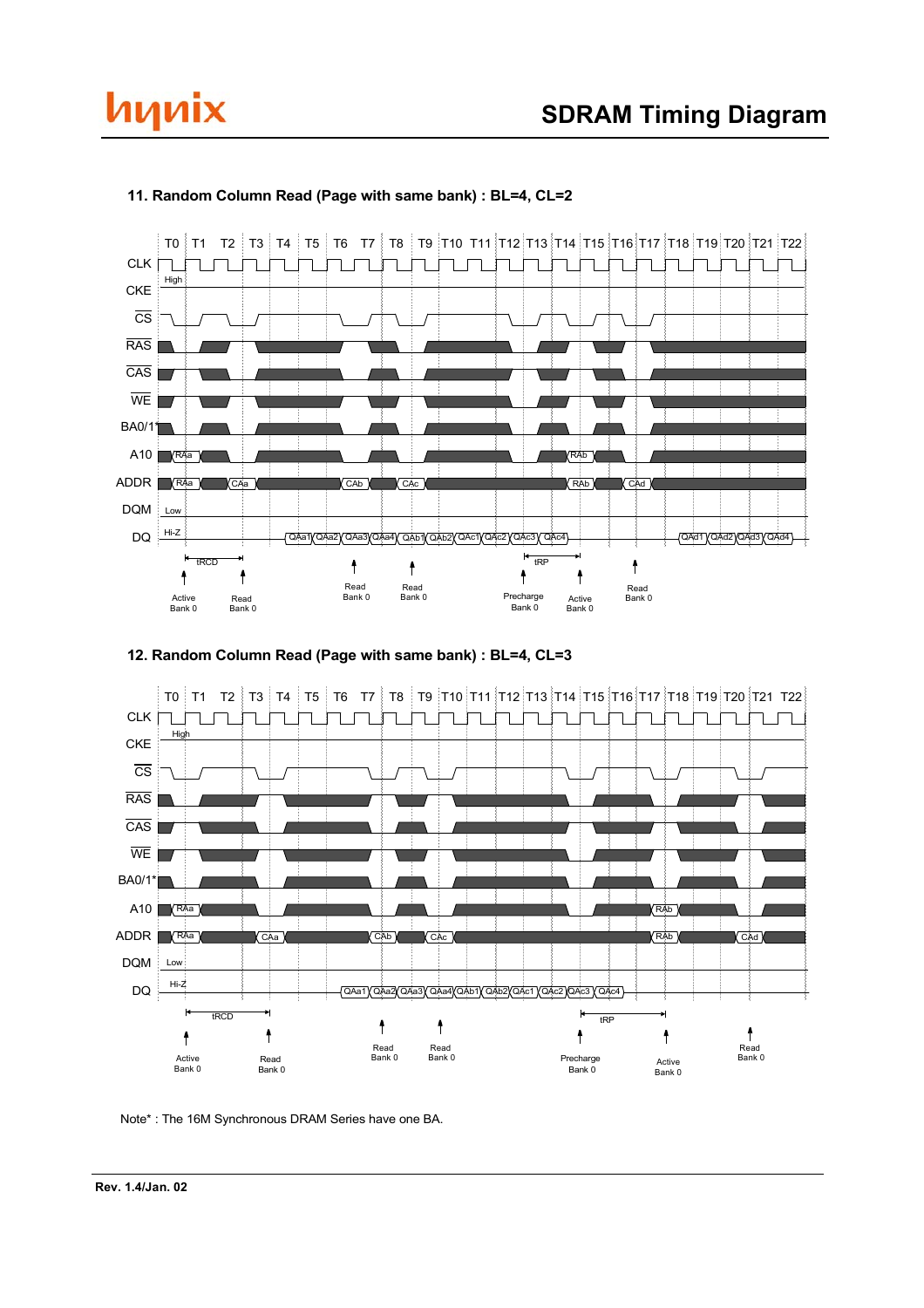## 11. Random Column Read (Page with same bank) : BL=4, CL=2

T0 T1 T2 T3 T4 T5 T6 T7 T8 T9 T10 T11 T12 T13 T14 T15 T16 T17 T18 T19 T20 T21 T22

CLK
CKE — High
CS
RAS
CAS
WE
BA0/1*
A10 — RAa, RAb
ADDR — RAa, CAa, CAb, CAc, RAb, CAd
DQM — Low
DQ — Hi-Z, QAa1, QAa2, QAa3, QAa4, QAb1, QAb2, QAc1, QAc2, QAc3, QAc4, QAd1, QAd2, QAd3, QAd4

tRCD, tRP

Active Bank 0 — Read Bank 0 — Read Bank 0 — Read Bank 0 — Precharge Bank 0 — Active Bank 0 — Read Bank 0

## 12. Random Column Read (Page with same bank) : BL=4, CL=3

T0 T1 T2 T3 T4 T5 T6 T7 T8 T9 T10 T11 T12 T13 T14 T15 T16 T17 T18 T19 T20 T21 T22

CLK
CKE — High
CS
RAS
CAS
WE
BA0/1*
A10 — RAa, RAb
ADDR — RAa, CAa, CAb, CAc, RAb, CAd
DQM — Low
DQ — Hi-Z, QAa1, QAa2, QAa3, QAa4, QAb1, QAb2, QAc1, QAc2, QAc3, QAc4

tRCD, tRP

Active Bank 0 — Read Bank 0 — Read Bank 0 — Read Bank 0 — Precharge Bank 0 — Active Bank 0 — Read Bank 0

Note* : The 16M Synchronous DRAM Series have one BA.

Rev. 1.4/Jan. 02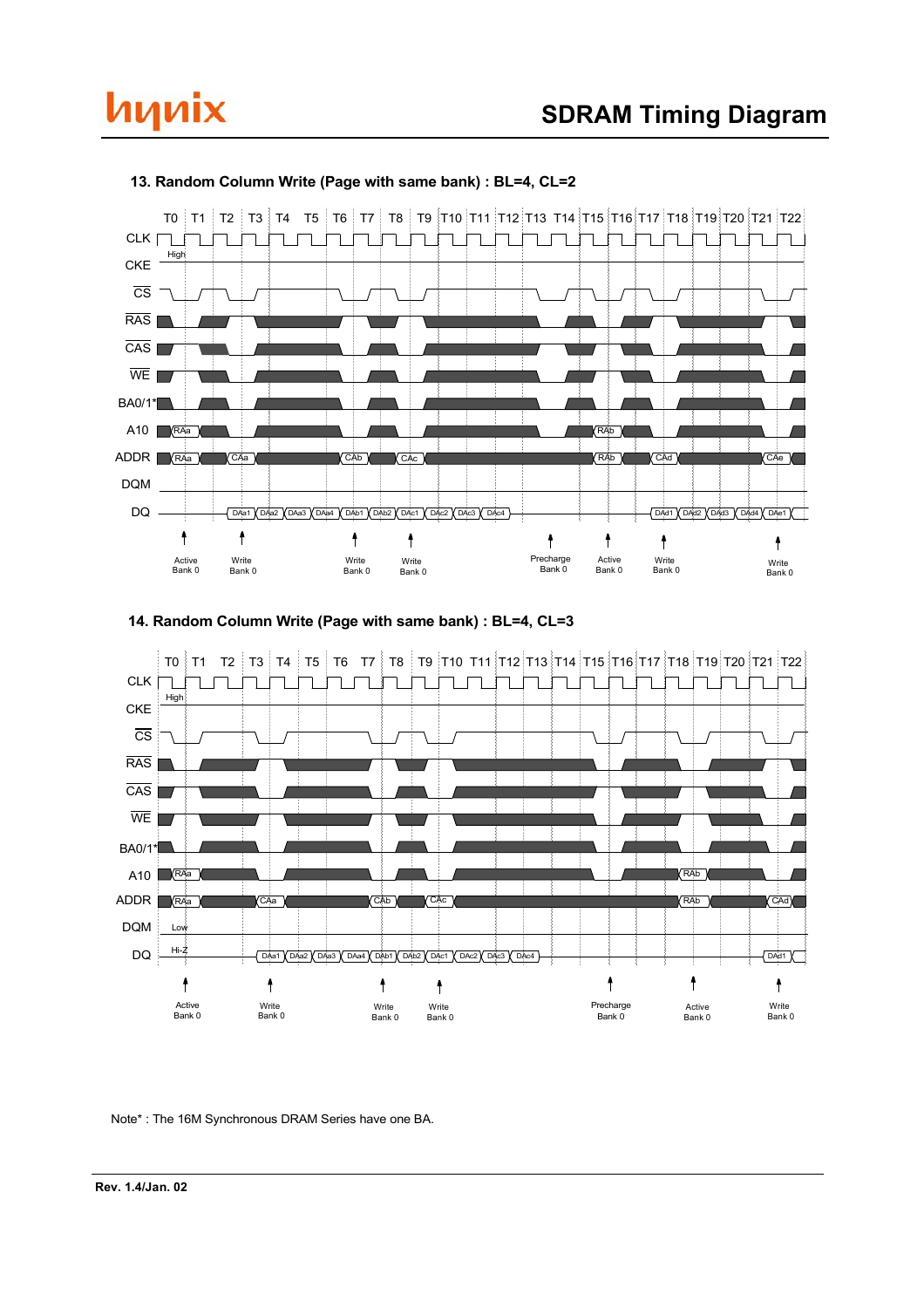## 13. Random Column Write (Page with same bank) : BL=4, CL=2

T0 T1 T2 T3 T4 T5 T6 T7 T8 T9 T10 T11 T12 T13 T14 T15 T16 T17 T18 T19 T20 T21 T22

CLK

CKE High

CS

RAS

CAS

WE

BA0/1*

A10 RAa RAb

ADDR RAa CAa CAb CAc RAb CAd CAe

DQM

DQ DAa1 DAa2 DAa3 DAa4 DAb1 DAb2 DAc1 DAc2 DAc3 DAc4 DAd1 DAd2 DAd3 DAd4 DAe1

Active Bank 0 | Write Bank 0 | Write Bank 0 | Write Bank 0 | Precharge Bank 0 | Active Bank 0 | Write Bank 0 | Write Bank 0

## 14. Random Column Write (Page with same bank) : BL=4, CL=3

T0 T1 T2 T3 T4 T5 T6 T7 T8 T9 T10 T11 T12 T13 T14 T15 T16 T17 T18 T19 T20 T21 T22

CLK

CKE High

CS

RAS

CAS

WE

BA0/1*

A10 RAa RAb

ADDR RAa CAa CAb CAc RAb CAd

DQM Low

DQ Hi-Z DAa1 DAa2 DAa3 DAa4 DAb1 DAb2 DAc1 DAc2 DAc3 DAc4 DAd1

Active Bank 0 | Write Bank 0 | Write Bank 0 | Write Bank 0 | Precharge Bank 0 | Active Bank 0 | Write Bank 0

Note* : The 16M Synchronous DRAM Series have one BA.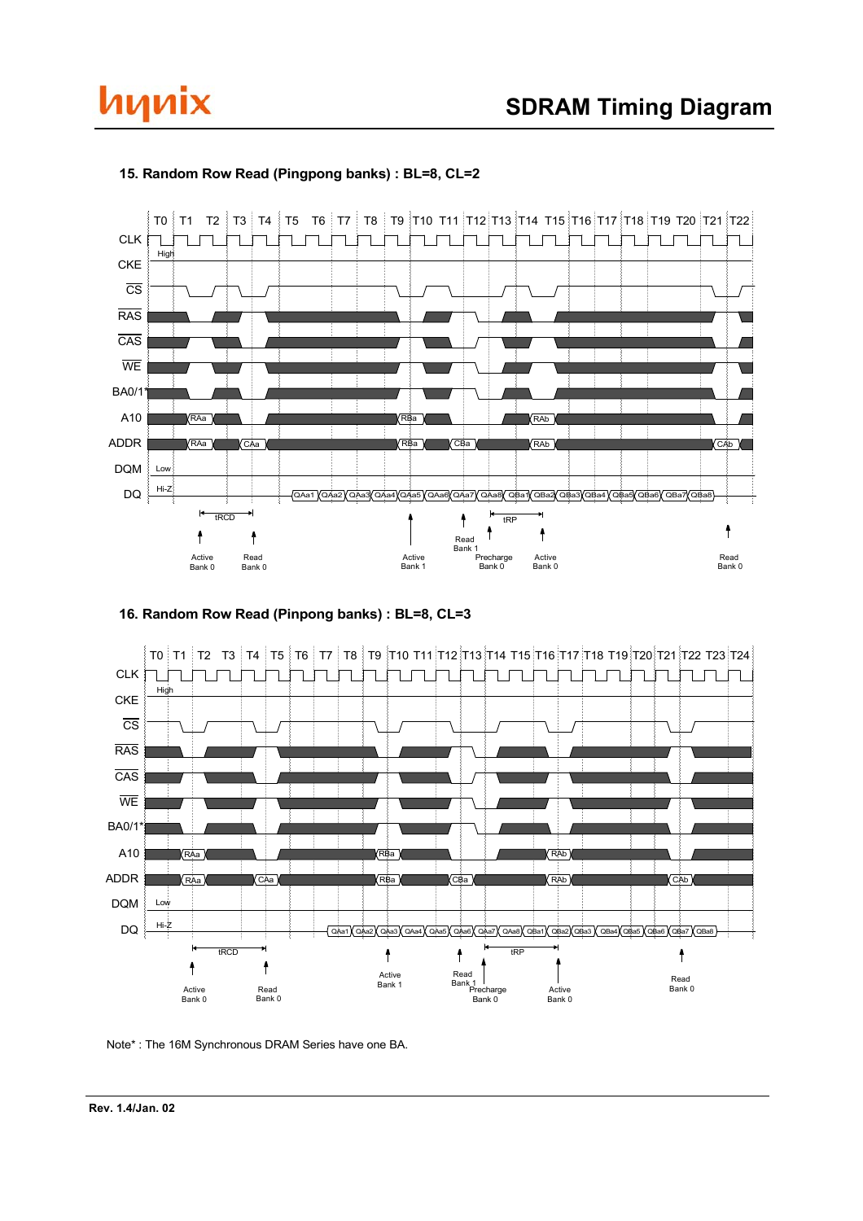## 15. Random Row Read (Pingpong banks) : BL=8, CL=2

T0 T1 T2 T3 T4 T5 T6 T7 T8 T9 T10 T11 T12 T13 T14 T15 T16 T17 T18 T19 T20 T21 T22

CLK

CKE — High

CS

RAS

CAS

WE

BA0/1*

A10 — RAa, RBa, RAb

ADDR — RAa, CAa, RBa, CBa, RAb, CAb

DQM — Low

DQ — Hi-Z, QAa1, QAa2, QAa3, QAa4, QAa5, QAa6, QAa7, QAa8, QBa1, QBa2, QBa3, QBa4, QBa5, QBa6, QBa7, QBa8

tRCD, tRP

Active Bank 0, Read Bank 0, Active Bank 1, Read Bank 1, Precharge Bank 0, Active Bank 0, Read Bank 0

## 16. Random Row Read (Pinpong banks) : BL=8, CL=3

T0 T1 T2 T3 T4 T5 T6 T7 T8 T9 T10 T11 T12 T13 T14 T15 T16 T17 T18 T19 T20 T21 T22 T23 T24

CLK

CKE — High

CS

RAS

CAS

WE

BA0/1*

A10 — RAa, RBa, RAb

ADDR — RAa, CAa, RBa, CBa, RAb, CAb

DQM — Low

DQ — Hi-Z, QAa1, QAa2, QAa3, QAa4, QAa5, QAa6, QAa7, QAa8, QBa1, QBa2, QBa3, QBa4, QBa5, QBa6, QBa7, QBa8

tRCD, tRP

Active Bank 0, Read Bank 0, Active Bank 1, Read Bank 1, Precharge Bank 0, Active Bank 0, Read Bank 0

Note* : The 16M Synchronous DRAM Series have one BA.

Rev. 1.4/Jan. 02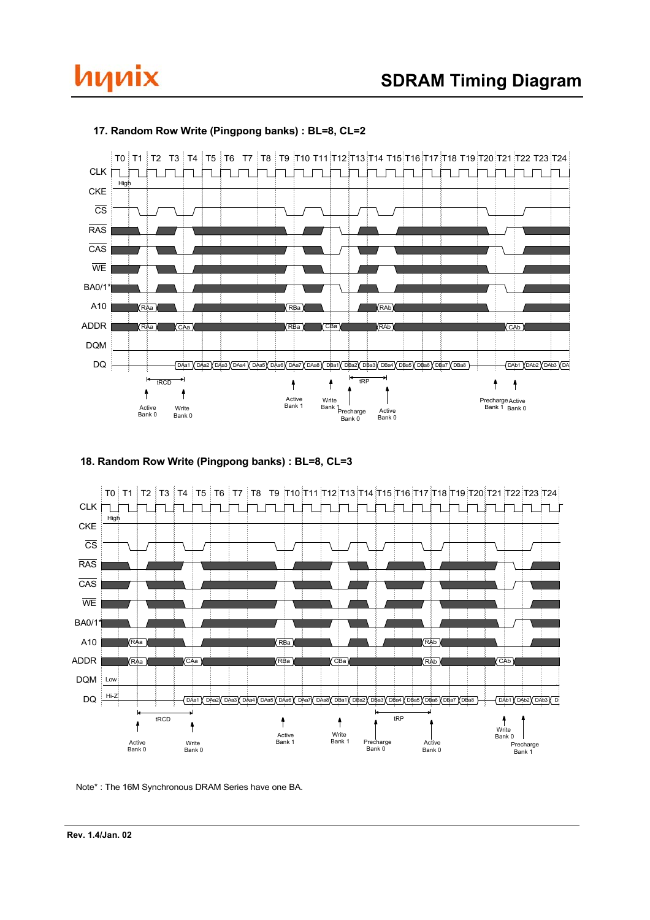## 17. Random Row Write (Pingpong banks) : BL=8, CL=2

T0 T1 T2 T3 T4 T5 T6 T7 T8 T9 T10 T11 T12 T13 T14 T15 T16 T17 T18 T19 T20 T21 T22 T23 T24

CLK
CKE High
CS
RAS
CAS
WE
BA0/1*
A10 RAa RBa RAb
ADDR RAa CAa RBa CBa RAb CAb
DQM
DQ DAa1 DAa2 DAa3 DAa4 DAa5 DAa6 DAa7 DAa8 DBa1 DBa2 DBa3 DBa4 DBa5 DBa6 DBa7 DBa8 DAb1 DAb2 DAb3 DA

tRCD tRP

Active Bank 0, Write Bank 0, Active Bank 1, Write Bank 1, Precharge Bank 0, Active Bank 0, Precharge Bank 1, Active Bank 0

## 18. Random Row Write (Pingpong banks) : BL=8, CL=3

T0 T1 T2 T3 T4 T5 T6 T7 T8 T9 T10 T11 T12 T13 T14 T15 T16 T17 T18 T19 T20 T21 T22 T23 T24

CLK
CKE High
CS
RAS
CAS
WE
BA0/1*
A10 RAa RBa RAb
ADDR RAa CAa RBa CBa RAb CAb
DQM Low
DQ Hi-Z DAa1 DAa2 DAa3 DAa4 DAa5 DAa6 DAa7 DAa8 DBa1 DBa2 DBa3 DBa4 DBa5 DBa6 DBa7 DBa8 DAb1 DAb2 DAb3 D

tRCD tRP

Active Bank 0, Write Bank 0, Active Bank 1, Write Bank 1, Precharge Bank 0, Active Bank 0, Write Bank 0, Precharge Bank 1

Note* : The 16M Synchronous DRAM Series have one BA.

Rev. 1.4/Jan. 02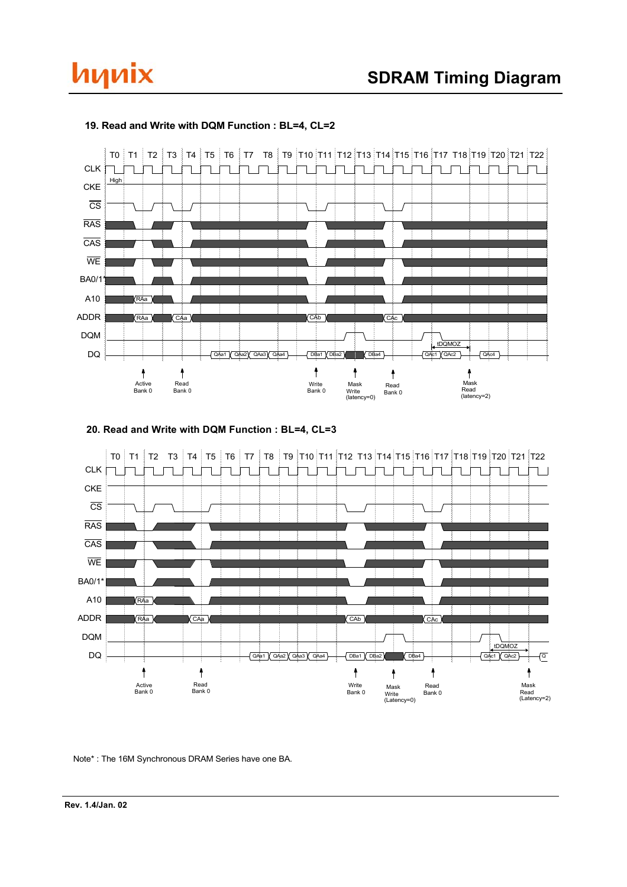## 19. Read and Write with DQM Function : BL=4, CL=2

T0 T1 T2 T3 T4 T5 T6 T7 T8 T9 T10 T11 T12 T13 T14 T15 T16 T17 T18 T19 T20 T21 T22

CLK
CKE High
CS
RAS
CAS
WE
BA0/1*
A10 RAa
ADDR RAa CAa CAb CAc
DQM tDQMOZ
DQ QAa1 QAa2 QAa3 QAa4 DBa1 DBa2 DBa4 QAc1 QAc2 QAc4

Active Bank 0 | Read Bank 0 | Write Bank 0 | Mask Write (latency=0) | Read Bank 0 | Mask Read (latency=2)

## 20. Read and Write with DQM Function : BL=4, CL=3

T0 T1 T2 T3 T4 T5 T6 T7 T8 T9 T10 T11 T12 T13 T14 T15 T16 T17 T18 T19 T20 T21 T22

CLK
CKE
CS
RAS
CAS
WE
BA0/1*
A10 RAa
ADDR RAa CAa CAb CAc
DQM tDQMOZ
DQ QAa1 QAa2 QAa3 QAa4 DBa1 DBa2 DBa4 QAc1 QAc2 Q

Active Bank 0 | Read Bank 0 | Write Bank 0 | Mask Write (Latency=0) | Read Bank 0 | Mask Read (Latency=2)

Note* : The 16M Synchronous DRAM Series have one BA.

Rev. 1.4/Jan. 02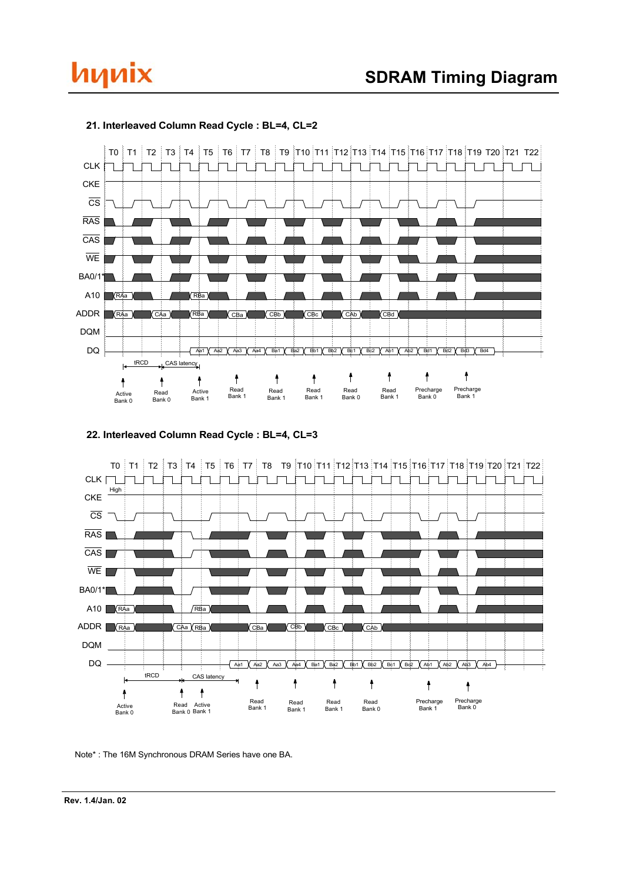### 21. Interleaved Column Read Cycle : BL=4, CL=2

T0 T1 T2 T3 T4 T5 T6 T7 T8 T9 T10 T11 T12 T13 T14 T15 T16 T17 T18 T19 T20 T21 T22

CLK

CKE

CS

RAS

CAS

WE

BA0/1*

A10 RAa RBa

ADDR RAa CAa RBa CBa CBb CBc CAb CBd

DQM

DQ Aa1 Aa2 Aa3 Aa4 Ba1 Ba2 Bb1 Bb2 Bc1 Bc2 Ab1 Ab2 Bd1 Bd2 Bd3 Bd4

tRCD CAS latency

Active Bank 0 | Read Bank 0 | Active Bank 1 | Read Bank 1 | Read Bank 1 | Read Bank 1 | Read Bank 0 | Read Bank 1 | Precharge Bank 0 | Precharge Bank 1

### 22. Interleaved Column Read Cycle : BL=4, CL=3

T0 T1 T2 T3 T4 T5 T6 T7 T8 T9 T10 T11 T12 T13 T14 T15 T16 T17 T18 T19 T20 T21 T22

CLK

CKE High

CS

RAS

CAS

WE

BA0/1*

A10 RAa RBa

ADDR RAa CAa RBa CBa CBb CBc CAb

DQM

DQ Aa1 Aa2 Aa3 Aa4 Ba1 Ba2 Bb1 Bb2 Bc1 Bc2 Ab1 Ab2 Ab3 Ab4

tRCD CAS latency

Active Bank 0 | Read Bank 0 | Active Bank 1 | Read Bank 1 | Read Bank 1 | Read Bank 1 | Read Bank 0 | Precharge Bank 1 | Precharge Bank 0

Note* : The 16M Synchronous DRAM Series have one BA.

**Rev. 1.4/Jan. 02**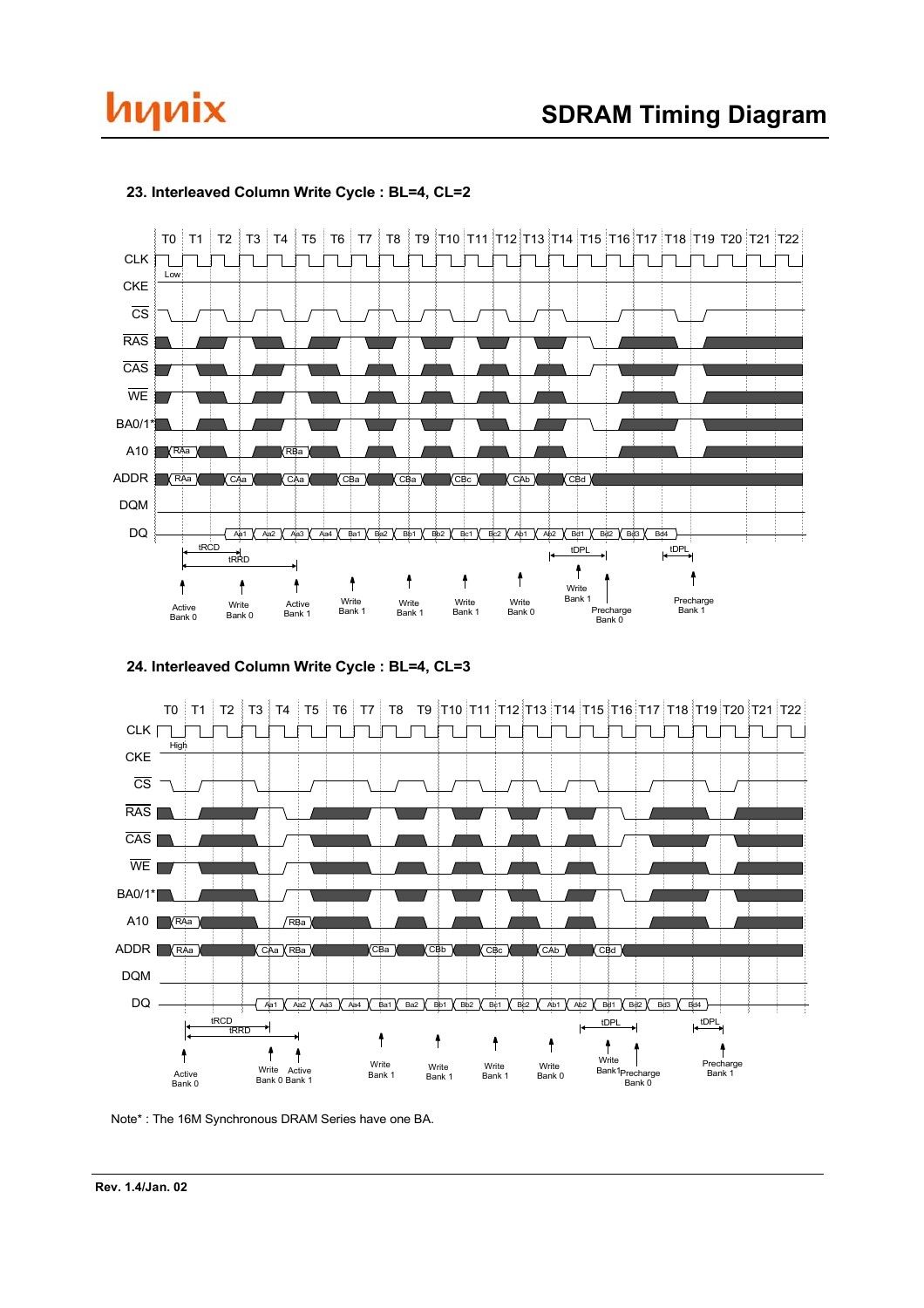## 23. Interleaved Column Write Cycle : BL=4, CL=2

T0 T1 T2 T3 T4 T5 T6 T7 T8 T9 T10 T11 T12 T13 T14 T15 T16 T17 T18 T19 T20 T21 T22

CLK

CKE Low

CS

RAS

CAS

WE

BA0/1*

A10 RAa RBa

ADDR RAa CAa CAa CBa CBa CBc CAb CBd

DQM

DQ Aa1 Aa2 Aa3 Aa4 Ba1 Ba2 Bb1 Bb2 Bc1 Bc2 Ab1 Ab2 Bd1 Bd2 Bd3 Bd4

tRCD tRRD tDPL tDPL

Active Bank 0 | Write Bank 0 | Active Bank 1 | Write Bank 1 | Write Bank 1 | Write Bank 1 | Write Bank 0 | Write Bank 1 | Precharge Bank 0 | Precharge Bank 1

## 24. Interleaved Column Write Cycle : BL=4, CL=3

T0 T1 T2 T3 T4 T5 T6 T7 T8 T9 T10 T11 T12 T13 T14 T15 T16 T17 T18 T19 T20 T21 T22

CLK

CKE High

CS

RAS

CAS

WE

BA0/1*

A10 RAa RBa

ADDR RAa CAa RBa CBa CBb CBc CAb CBd

DQM

DQ Aa1 Aa2 Aa3 Aa4 Ba1 Ba2 Bb1 Bb2 Bc1 Bc2 Ab1 Ab2 Bd1 Bd2 Bd3 Bd4

tRCD tRRD tDPL tDPL

Active Bank 0 | Write Bank 0 | Active Bank 1 | Write Bank 1 | Write Bank 1 | Write Bank 1 | Write Bank 0 | Write Bank1 | Precharge Bank 0 | Precharge Bank 1

Note* : The 16M Synchronous DRAM Series have one BA.

Rev. 1.4/Jan. 02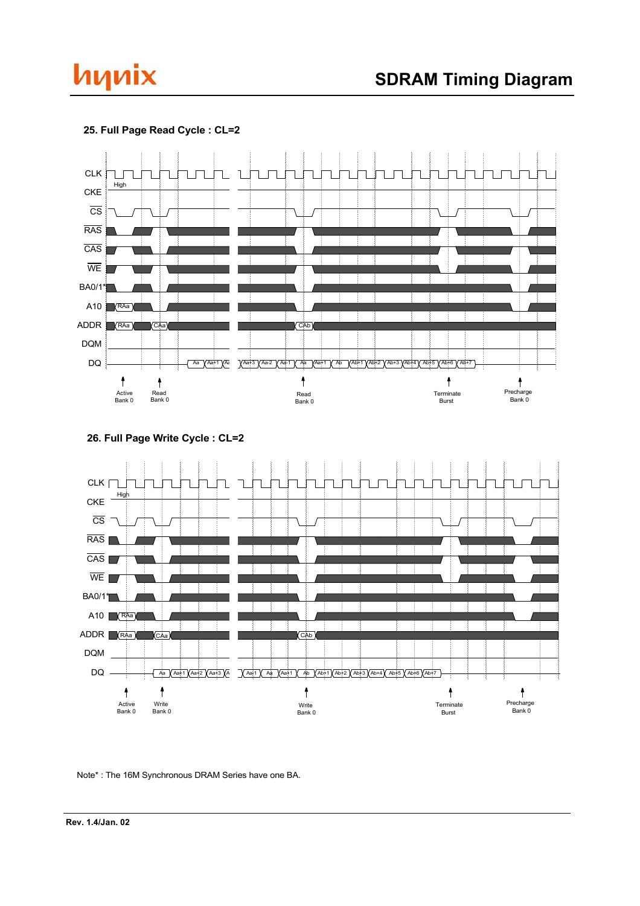### 25. Full Page Read Cycle : CL=2

CLK
CKE High
CS
RAS
CAS
WE
BA0/1*
A10 RAa
ADDR RAa CAa CAb
DQM
DQ Aa Aa+1 Aa Aa+3 Aa-2 Aa-1 Aa Aa+1 Ab Ab+1 Ab+2 Ab+3 Ab+4 Ab+5 Ab+6 Ab+7

Active Bank 0 | Read Bank 0 | Read Bank 0 | Terminate Burst | Precharge Bank 0

### 26. Full Page Write Cycle : CL=2

CLK
CKE High
CS
RAS
CAS
WE
BA0/1*
A10 RAa
ADDR RAa CAa CAb
DQM
DQ Aa Aa+1 Aa+2 Aa+3 A Aa-1 Aa Aa+1 Ab Ab+1 Ab+2 Ab+3 Ab+4 Ab+5 Ab+6 Ab+7

Active Bank 0 | Write Bank 0 | Write Bank 0 | Terminate Burst | Precharge Bank 0

Note* : The 16M Synchronous DRAM Series have one BA.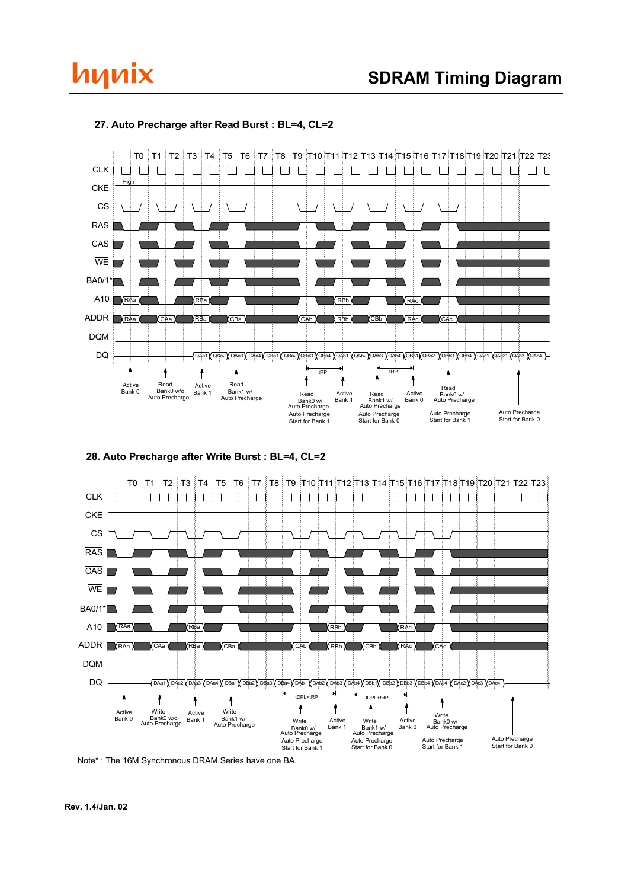## 27. Auto Precharge after Read Burst : BL=4, CL=2

T0 T1 T2 T3 T4 T5 T6 T7 T8 T9 T10 T11 T12 T13 T14 T15 T16 T17 T18 T19 T20 T21 T22 T23

CLK

CKE — High

CS

RAS

CAS

WE

BA0/1*

A10 — RAa, RBa, RBb, RAc

ADDR — RAa, CAa, RBa, CBa, CAb, RBb, CBb, RAc, CAc

DQM

DQ — QAa1, QAa2, QAa3, QAa4, QBa1, QBa2, QBa3, QBa4, QAb1, QAb2, QAb3, QAb4, QBb1, QBb2, QBb3, QBb4, QAc1, QAc21, QAc3, QAc4

tRP, tRP

- Active Bank 0
- Read Bank0 w/o Auto Precharge
- Active Bank 1
- Read Bank1 w/ Auto Precharge
- Read Bank0 w/ Auto Precharge; Auto Precharge Start for Bank 1
- Active Bank 1
- Read Bank1 w/ Auto Precharge; Auto Precharge Start for Bank 0
- Active Bank 0
- Read Bank0 w/ Auto Precharge; Auto Precharge Start for Bank 1
- Auto Precharge Start for Bank 0

## 28. Auto Precharge after Write Burst : BL=4, CL=2

T0 T1 T2 T3 T4 T5 T6 T7 T8 T9 T10 T11 T12 T13 T14 T15 T16 T17 T18 T19 T20 T21 T22 T23

CLK

CKE

CS

RAS

CAS

WE

BA0/1*

A10 — RAa, RBa, RBb, RAc

ADDR — RAa, CAa, RBa, CBa, CAb, RBb, CBb, RAc, CAc

DQM

DQ — DAa1, DAa2, DAa3, DAa4, DBa1, DBa2, DBa3, DBa4, DAb1, DAb2, DAb3, DAb4, DBb1, DBb2, DBb3, DBb4, DAc4, DAc2, DAc3, DAc4

tDPL+tRP, tDPL+tRP

- Active Bank 0
- Write Bank0 w/o Auto Precharge
- Active Bank 1
- Write Bank1 w/ Auto Precharge
- Write Bank0 w/ Auto Precharge; Auto Precharge Start for Bank 1
- Active Bank 1
- Write Bank1 w/ Auto Precharge; Auto Precharge Start for Bank 0
- Active Bank 0
- Write Bank0 w/ Auto Precharge; Auto Precharge Start for Bank 1
- Auto Precharge Start for Bank 0

Note* : The 16M Synchronous DRAM Series have one BA.

**Rev. 1.4/Jan. 02**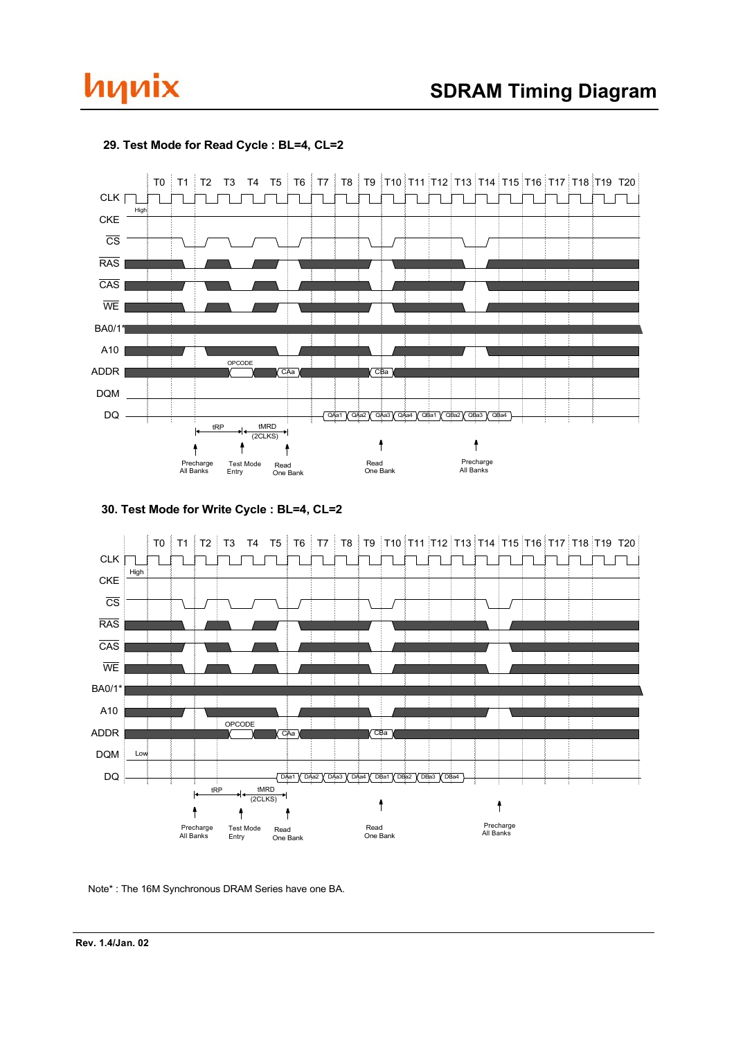## 29. Test Mode for Read Cycle : BL=4, CL=2

T0 T1 T2 T3 T4 T5 T6 T7 T8 T9 T10 T11 T12 T13 T14 T15 T16 T17 T18 T19 T20

CLK

CKE High

CS

RAS

CAS

WE

BA0/1*

A10

ADDR OPCODE CAa CBa

DQM

DQ QAa1 QAa2 QAa3 QAa4 QBa1 QBa2 QBa3 QBa4

tRP tMRD (2CLKS)

Precharge All Banks

Test Mode Entry

Read One Bank

Read One Bank

Precharge All Banks

## 30. Test Mode for Write Cycle : BL=4, CL=2

T0 T1 T2 T3 T4 T5 T6 T7 T8 T9 T10 T11 T12 T13 T14 T15 T16 T17 T18 T19 T20

CLK

CKE High

CS

RAS

CAS

WE

BA0/1*

A10

ADDR OPCODE CAa CBa

DQM Low

DQ DAa1 DAa2 DAa3 DAa4 DBa1 DBa2 DBa3 DBa4

tRP tMRD (2CLKS)

Precharge All Banks

Test Mode Entry

Read One Bank

Read One Bank

Precharge All Banks

Note* : The 16M Synchronous DRAM Series have one BA.